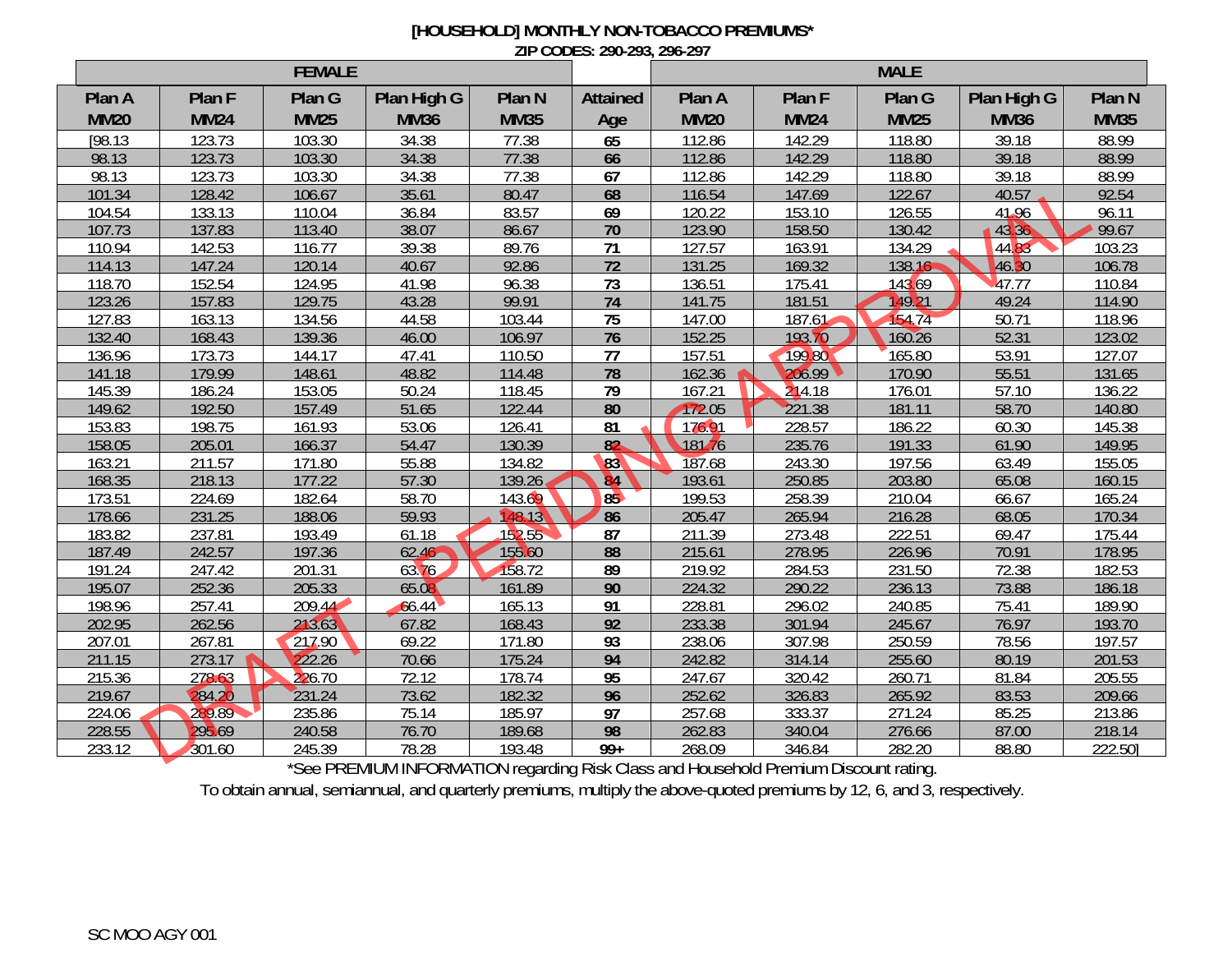# [HOUSEHOLD] MONTHLY NON-TOBACCO PREMIUMS*

ZIP CODES: 290-293, 296-297

| FEMALE | | | | | | MALE | | | | |
|---|---|---|---|---|---|---|---|---|---|---|
| Plan A MM20 | Plan F MM24 | Plan G MM25 | Plan High G MM36 | Plan N MM35 | Attained Age | Plan A MM20 | Plan F MM24 | Plan G MM25 | Plan High G MM36 | Plan N MM35 |
| [98.13 | 123.73 | 103.30 | 34.38 | 77.38 | 65 | 112.86 | 142.29 | 118.80 | 39.18 | 88.99 |
| 98.13 | 123.73 | 103.30 | 34.38 | 77.38 | 66 | 112.86 | 142.29 | 118.80 | 39.18 | 88.99 |
| 98.13 | 123.73 | 103.30 | 34.38 | 77.38 | 67 | 112.86 | 142.29 | 118.80 | 39.18 | 88.99 |
| 101.34 | 128.42 | 106.67 | 35.61 | 80.47 | 68 | 116.54 | 147.69 | 122.67 | 40.57 | 92.54 |
| 104.54 | 133.13 | 110.04 | 36.84 | 83.57 | 69 | 120.22 | 153.10 | 126.55 | 41.96 | 96.11 |
| 107.73 | 137.83 | 113.40 | 38.07 | 86.67 | 70 | 123.90 | 158.50 | 130.42 | 43.36 | 99.67 |
| 110.94 | 142.53 | 116.77 | 39.38 | 89.76 | 71 | 127.57 | 163.91 | 134.29 | 44.83 | 103.23 |
| 114.13 | 147.24 | 120.14 | 40.67 | 92.86 | 72 | 131.25 | 169.32 | 138.16 | 46.30 | 106.78 |
| 118.70 | 152.54 | 124.95 | 41.98 | 96.38 | 73 | 136.51 | 175.41 | 143.69 | 47.77 | 110.84 |
| 123.26 | 157.83 | 129.75 | 43.28 | 99.91 | 74 | 141.75 | 181.51 | 149.21 | 49.24 | 114.90 |
| 127.83 | 163.13 | 134.56 | 44.58 | 103.44 | 75 | 147.00 | 187.61 | 154.74 | 50.71 | 118.96 |
| 132.40 | 168.43 | 139.36 | 46.00 | 106.97 | 76 | 152.25 | 193.70 | 160.26 | 52.31 | 123.02 |
| 136.96 | 173.73 | 144.17 | 47.41 | 110.50 | 77 | 157.51 | 199.80 | 165.80 | 53.91 | 127.07 |
| 141.18 | 179.99 | 148.61 | 48.82 | 114.48 | 78 | 162.36 | 206.99 | 170.90 | 55.51 | 131.65 |
| 145.39 | 186.24 | 153.05 | 50.24 | 118.45 | 79 | 167.21 | 214.18 | 176.01 | 57.10 | 136.22 |
| 149.62 | 192.50 | 157.49 | 51.65 | 122.44 | 80 | 172.05 | 221.38 | 181.11 | 58.70 | 140.80 |
| 153.83 | 198.75 | 161.93 | 53.06 | 126.41 | 81 | 176.91 | 228.57 | 186.22 | 60.30 | 145.38 |
| 158.05 | 205.01 | 166.37 | 54.47 | 130.39 | 82 | 181.76 | 235.76 | 191.33 | 61.90 | 149.95 |
| 163.21 | 211.57 | 171.80 | 55.88 | 134.82 | 83 | 187.68 | 243.30 | 197.56 | 63.49 | 155.05 |
| 168.35 | 218.13 | 177.22 | 57.30 | 139.26 | 84 | 193.61 | 250.85 | 203.80 | 65.08 | 160.15 |
| 173.51 | 224.69 | 182.64 | 58.70 | 143.69 | 85 | 199.53 | 258.39 | 210.04 | 66.67 | 165.24 |
| 178.66 | 231.25 | 188.06 | 59.93 | 148.13 | 86 | 205.47 | 265.94 | 216.28 | 68.05 | 170.34 |
| 183.82 | 237.81 | 193.49 | 61.18 | 152.55 | 87 | 211.39 | 273.48 | 222.51 | 69.47 | 175.44 |
| 187.49 | 242.57 | 197.36 | 62.46 | 155.60 | 88 | 215.61 | 278.95 | 226.96 | 70.91 | 178.95 |
| 191.24 | 247.42 | 201.31 | 63.76 | 158.72 | 89 | 219.92 | 284.53 | 231.50 | 72.38 | 182.53 |
| 195.07 | 252.36 | 205.33 | 65.08 | 161.89 | 90 | 224.32 | 290.22 | 236.13 | 73.88 | 186.18 |
| 198.96 | 257.41 | 209.44 | 66.44 | 165.13 | 91 | 228.81 | 296.02 | 240.85 | 75.41 | 189.90 |
| 202.95 | 262.56 | 213.63 | 67.82 | 168.43 | 92 | 233.38 | 301.94 | 245.67 | 76.97 | 193.70 |
| 207.01 | 267.81 | 217.90 | 69.22 | 171.80 | 93 | 238.06 | 307.98 | 250.59 | 78.56 | 197.57 |
| 211.15 | 273.17 | 222.26 | 70.66 | 175.24 | 94 | 242.82 | 314.14 | 255.60 | 80.19 | 201.53 |
| 215.36 | 278.63 | 226.70 | 72.12 | 178.74 | 95 | 247.67 | 320.42 | 260.71 | 81.84 | 205.55 |
| 219.67 | 284.20 | 231.24 | 73.62 | 182.32 | 96 | 252.62 | 326.83 | 265.92 | 83.53 | 209.66 |
| 224.06 | 289.89 | 235.86 | 75.14 | 185.97 | 97 | 257.68 | 333.37 | 271.24 | 85.25 | 213.86 |
| 228.55 | 295.69 | 240.58 | 76.70 | 189.68 | 98 | 262.83 | 340.04 | 276.66 | 87.00 | 218.14 |
| 233.12 | 301.60 | 245.39 | 78.28 | 193.48 | 99+ | 268.09 | 346.84 | 282.20 | 88.80 | 222.50] |

*See PREMIUM INFORMATION regarding Risk Class and Household Premium Discount rating.

To obtain annual, semiannual, and quarterly premiums, multiply the above-quoted premiums by 12, 6, and 3, respectively.

DRAFT - PENDING APPROVAL

SC MOO AGY 001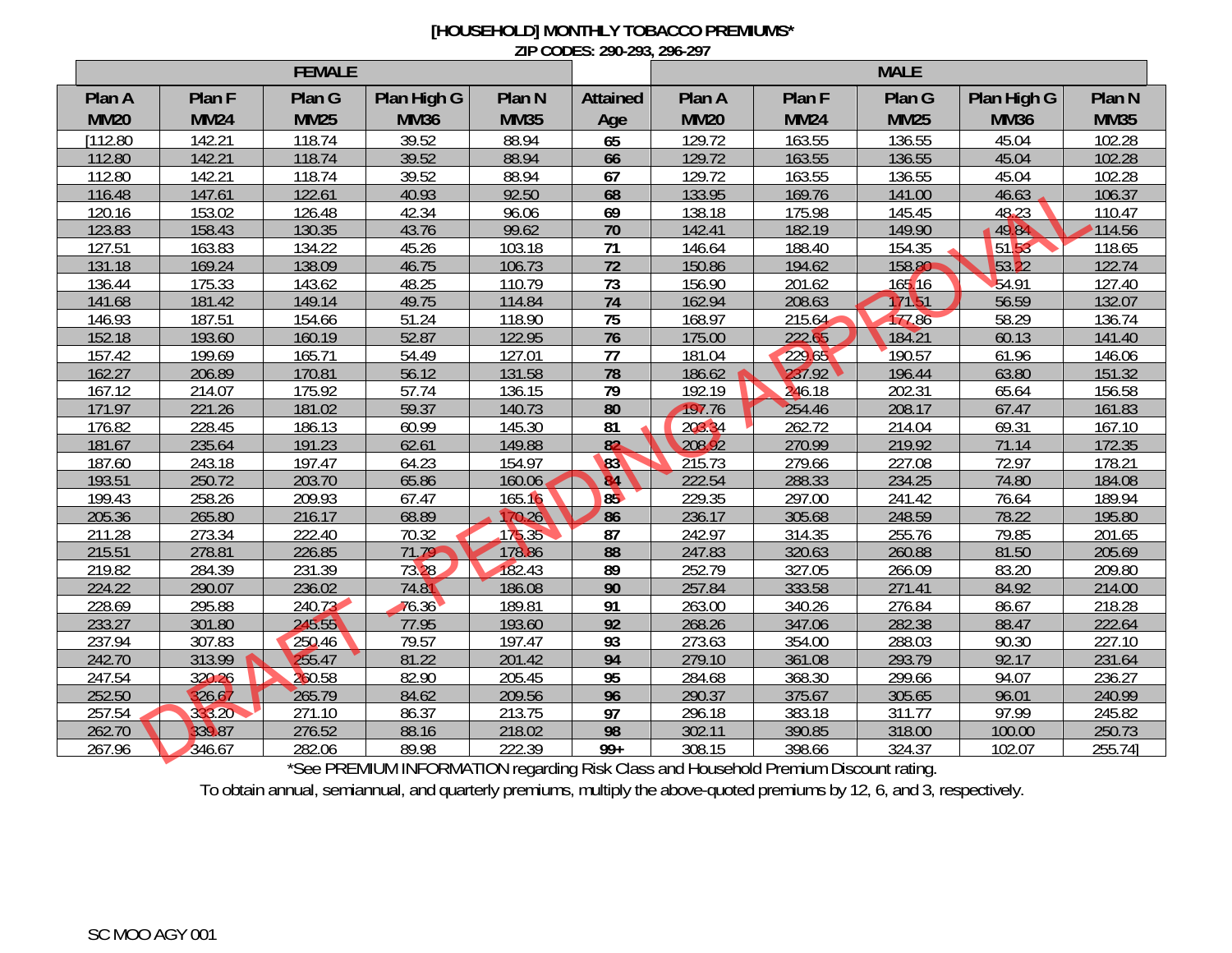# [HOUSEHOLD] MONTHLY TOBACCO PREMIUMS*

**ZIP CODES: 290-293, 296-297**

| FEMALE | | | | | | MALE | | | | |
|---|---|---|---|---|---|---|---|---|---|---|
| Plan A MM20 | Plan F MM24 | Plan G MM25 | Plan High G MM36 | Plan N MM35 | Attained Age | Plan A MM20 | Plan F MM24 | Plan G MM25 | Plan High G MM36 | Plan N MM35 |
| [112.80 | 142.21 | 118.74 | 39.52 | 88.94 | 65 | 129.72 | 163.55 | 136.55 | 45.04 | 102.28 |
| 112.80 | 142.21 | 118.74 | 39.52 | 88.94 | 66 | 129.72 | 163.55 | 136.55 | 45.04 | 102.28 |
| 112.80 | 142.21 | 118.74 | 39.52 | 88.94 | 67 | 129.72 | 163.55 | 136.55 | 45.04 | 102.28 |
| 116.48 | 147.61 | 122.61 | 40.93 | 92.50 | 68 | 133.95 | 169.76 | 141.00 | 46.63 | 106.37 |
| 120.16 | 153.02 | 126.48 | 42.34 | 96.06 | 69 | 138.18 | 175.98 | 145.45 | 48.23 | 110.47 |
| 123.83 | 158.43 | 130.35 | 43.76 | 99.62 | 70 | 142.41 | 182.19 | 149.90 | 49.84 | 114.56 |
| 127.51 | 163.83 | 134.22 | 45.26 | 103.18 | 71 | 146.64 | 188.40 | 154.35 | 51.53 | 118.65 |
| 131.18 | 169.24 | 138.09 | 46.75 | 106.73 | 72 | 150.86 | 194.62 | 158.80 | 53.22 | 122.74 |
| 136.44 | 175.33 | 143.62 | 48.25 | 110.79 | 73 | 156.90 | 201.62 | 165.16 | 54.91 | 127.40 |
| 141.68 | 181.42 | 149.14 | 49.75 | 114.84 | 74 | 162.94 | 208.63 | 171.51 | 56.59 | 132.07 |
| 146.93 | 187.51 | 154.66 | 51.24 | 118.90 | 75 | 168.97 | 215.64 | 177.86 | 58.29 | 136.74 |
| 152.18 | 193.60 | 160.19 | 52.87 | 122.95 | 76 | 175.00 | 222.65 | 184.21 | 60.13 | 141.40 |
| 157.42 | 199.69 | 165.71 | 54.49 | 127.01 | 77 | 181.04 | 229.65 | 190.57 | 61.96 | 146.06 |
| 162.27 | 206.89 | 170.81 | 56.12 | 131.58 | 78 | 186.62 | 237.92 | 196.44 | 63.80 | 151.32 |
| 167.12 | 214.07 | 175.92 | 57.74 | 136.15 | 79 | 192.19 | 246.18 | 202.31 | 65.64 | 156.58 |
| 171.97 | 221.26 | 181.02 | 59.37 | 140.73 | 80 | 197.76 | 254.46 | 208.17 | 67.47 | 161.83 |
| 176.82 | 228.45 | 186.13 | 60.99 | 145.30 | 81 | 203.34 | 262.72 | 214.04 | 69.31 | 167.10 |
| 181.67 | 235.64 | 191.23 | 62.61 | 149.88 | 82 | 208.92 | 270.99 | 219.92 | 71.14 | 172.35 |
| 187.60 | 243.18 | 197.47 | 64.23 | 154.97 | 83 | 215.73 | 279.66 | 227.08 | 72.97 | 178.21 |
| 193.51 | 250.72 | 203.70 | 65.86 | 160.06 | 84 | 222.54 | 288.33 | 234.25 | 74.80 | 184.08 |
| 199.43 | 258.26 | 209.93 | 67.47 | 165.16 | 85 | 229.35 | 297.00 | 241.42 | 76.64 | 189.94 |
| 205.36 | 265.80 | 216.17 | 68.89 | 170.26 | 86 | 236.17 | 305.68 | 248.59 | 78.22 | 195.80 |
| 211.28 | 273.34 | 222.40 | 70.32 | 175.35 | 87 | 242.97 | 314.35 | 255.76 | 79.85 | 201.65 |
| 215.51 | 278.81 | 226.85 | 71.79 | 178.86 | 88 | 247.83 | 320.63 | 260.88 | 81.50 | 205.69 |
| 219.82 | 284.39 | 231.39 | 73.28 | 182.43 | 89 | 252.79 | 327.05 | 266.09 | 83.20 | 209.80 |
| 224.22 | 290.07 | 236.02 | 74.81 | 186.08 | 90 | 257.84 | 333.58 | 271.41 | 84.92 | 214.00 |
| 228.69 | 295.88 | 240.73 | 76.36 | 189.81 | 91 | 263.00 | 340.26 | 276.84 | 86.67 | 218.28 |
| 233.27 | 301.80 | 245.55 | 77.95 | 193.60 | 92 | 268.26 | 347.06 | 282.38 | 88.47 | 222.64 |
| 237.94 | 307.83 | 250.46 | 79.57 | 197.47 | 93 | 273.63 | 354.00 | 288.03 | 90.30 | 227.10 |
| 242.70 | 313.99 | 255.47 | 81.22 | 201.42 | 94 | 279.10 | 361.08 | 293.79 | 92.17 | 231.64 |
| 247.54 | 320.26 | 260.58 | 82.90 | 205.45 | 95 | 284.68 | 368.30 | 299.66 | 94.07 | 236.27 |
| 252.50 | 326.67 | 265.79 | 84.62 | 209.56 | 96 | 290.37 | 375.67 | 305.65 | 96.01 | 240.99 |
| 257.54 | 333.20 | 271.10 | 86.37 | 213.75 | 97 | 296.18 | 383.18 | 311.77 | 97.99 | 245.82 |
| 262.70 | 339.87 | 276.52 | 88.16 | 218.02 | 98 | 302.11 | 390.85 | 318.00 | 100.00 | 250.73 |
| 267.96 | 346.67 | 282.06 | 89.98 | 222.39 | 99+ | 308.15 | 398.66 | 324.37 | 102.07 | 255.74] |

*See PREMIUM INFORMATION regarding Risk Class and Household Premium Discount rating.

To obtain annual, semiannual, and quarterly premiums, multiply the above-quoted premiums by 12, 6, and 3, respectively.

DRAFT - PENDING APPROVAL

SC MOO AGY 001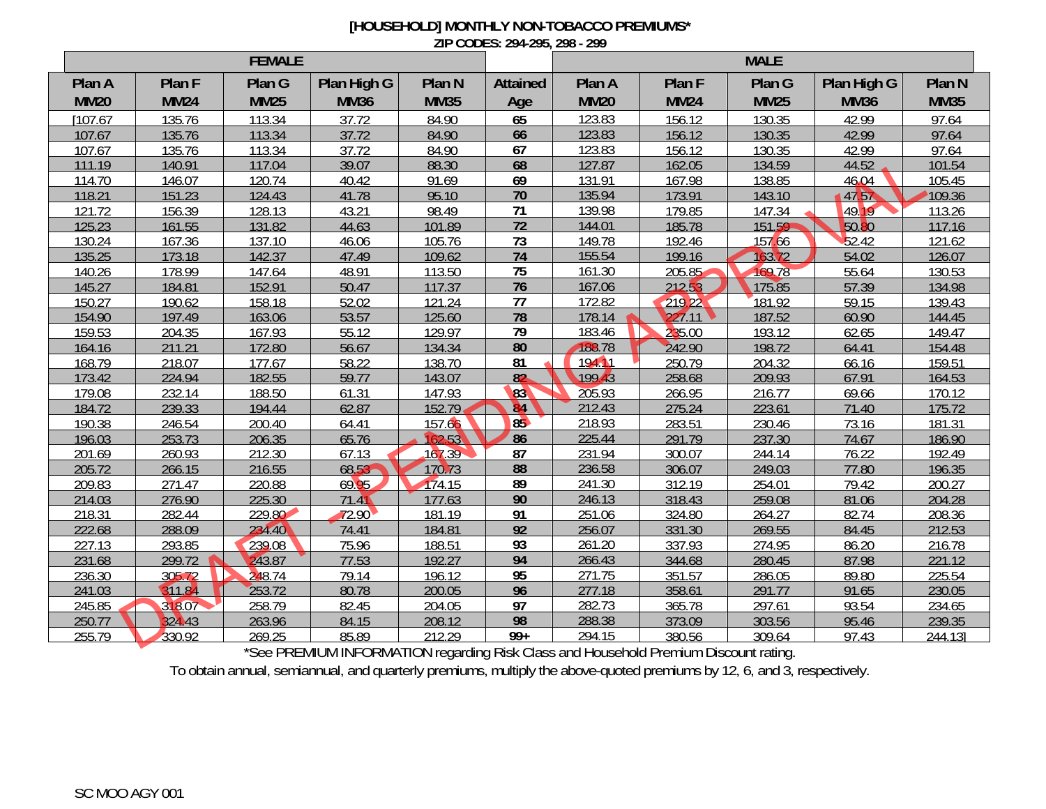# [HOUSEHOLD] MONTHLY NON-TOBACCO PREMIUMS*

**ZIP CODES: 294-295, 298 - 299**

| FEMALE | | | | | | MALE | | | | |
|---|---|---|---|---|---|---|---|---|---|---|
| Plan A MM20 | Plan F MM24 | Plan G MM25 | Plan High G MM36 | Plan N MM35 | Attained Age | Plan A MM20 | Plan F MM24 | Plan G MM25 | Plan High G MM36 | Plan N MM35 |
| [107.67 | 135.76 | 113.34 | 37.72 | 84.90 | 65 | 123.83 | 156.12 | 130.35 | 42.99 | 97.64 |
| 107.67 | 135.76 | 113.34 | 37.72 | 84.90 | 66 | 123.83 | 156.12 | 130.35 | 42.99 | 97.64 |
| 107.67 | 135.76 | 113.34 | 37.72 | 84.90 | 67 | 123.83 | 156.12 | 130.35 | 42.99 | 97.64 |
| 111.19 | 140.91 | 117.04 | 39.07 | 88.30 | 68 | 127.87 | 162.05 | 134.59 | 44.52 | 101.54 |
| 114.70 | 146.07 | 120.74 | 40.42 | 91.69 | 69 | 131.91 | 167.98 | 138.85 | 46.04 | 105.45 |
| 118.21 | 151.23 | 124.43 | 41.78 | 95.10 | 70 | 135.94 | 173.91 | 143.10 | 47.57 | 109.36 |
| 121.72 | 156.39 | 128.13 | 43.21 | 98.49 | 71 | 139.98 | 179.85 | 147.34 | 49.19 | 113.26 |
| 125.23 | 161.55 | 131.82 | 44.63 | 101.89 | 72 | 144.01 | 185.78 | 151.59 | 50.80 | 117.16 |
| 130.24 | 167.36 | 137.10 | 46.06 | 105.76 | 73 | 149.78 | 192.46 | 157.66 | 52.42 | 121.62 |
| 135.25 | 173.18 | 142.37 | 47.49 | 109.62 | 74 | 155.54 | 199.16 | 163.72 | 54.02 | 126.07 |
| 140.26 | 178.99 | 147.64 | 48.91 | 113.50 | 75 | 161.30 | 205.85 | 169.78 | 55.64 | 130.53 |
| 145.27 | 184.81 | 152.91 | 50.47 | 117.37 | 76 | 167.06 | 212.53 | 175.85 | 57.39 | 134.98 |
| 150.27 | 190.62 | 158.18 | 52.02 | 121.24 | 77 | 172.82 | 219.22 | 181.92 | 59.15 | 139.43 |
| 154.90 | 197.49 | 163.06 | 53.57 | 125.60 | 78 | 178.14 | 227.11 | 187.52 | 60.90 | 144.45 |
| 159.53 | 204.35 | 167.93 | 55.12 | 129.97 | 79 | 183.46 | 235.00 | 193.12 | 62.65 | 149.47 |
| 164.16 | 211.21 | 172.80 | 56.67 | 134.34 | 80 | 188.78 | 242.90 | 198.72 | 64.41 | 154.48 |
| 168.79 | 218.07 | 177.67 | 58.22 | 138.70 | 81 | 194.11 | 250.79 | 204.32 | 66.16 | 159.51 |
| 173.42 | 224.94 | 182.55 | 59.77 | 143.07 | 82 | 199.43 | 258.68 | 209.93 | 67.91 | 164.53 |
| 179.08 | 232.14 | 188.50 | 61.31 | 147.93 | 83 | 205.93 | 266.95 | 216.77 | 69.66 | 170.12 |
| 184.72 | 239.33 | 194.44 | 62.87 | 152.79 | 84 | 212.43 | 275.24 | 223.61 | 71.40 | 175.72 |
| 190.38 | 246.54 | 200.40 | 64.41 | 157.66 | 85 | 218.93 | 283.51 | 230.46 | 73.16 | 181.31 |
| 196.03 | 253.73 | 206.35 | 65.76 | 162.53 | 86 | 225.44 | 291.79 | 237.30 | 74.67 | 186.90 |
| 201.69 | 260.93 | 212.30 | 67.13 | 167.39 | 87 | 231.94 | 300.07 | 244.14 | 76.22 | 192.49 |
| 205.72 | 266.15 | 216.55 | 68.53 | 170.73 | 88 | 236.58 | 306.07 | 249.03 | 77.80 | 196.35 |
| 209.83 | 271.47 | 220.88 | 69.95 | 174.15 | 89 | 241.30 | 312.19 | 254.01 | 79.42 | 200.27 |
| 214.03 | 276.90 | 225.30 | 71.41 | 177.63 | 90 | 246.13 | 318.43 | 259.08 | 81.06 | 204.28 |
| 218.31 | 282.44 | 229.80 | 72.90 | 181.19 | 91 | 251.06 | 324.80 | 264.27 | 82.74 | 208.36 |
| 222.68 | 288.09 | 234.40 | 74.41 | 184.81 | 92 | 256.07 | 331.30 | 269.55 | 84.45 | 212.53 |
| 227.13 | 293.85 | 239.08 | 75.96 | 188.51 | 93 | 261.20 | 337.93 | 274.95 | 86.20 | 216.78 |
| 231.68 | 299.72 | 243.87 | 77.53 | 192.27 | 94 | 266.43 | 344.68 | 280.45 | 87.98 | 221.12 |
| 236.30 | 305.72 | 248.74 | 79.14 | 196.12 | 95 | 271.75 | 351.57 | 286.05 | 89.80 | 225.54 |
| 241.03 | 311.84 | 253.72 | 80.78 | 200.05 | 96 | 277.18 | 358.61 | 291.77 | 91.65 | 230.05 |
| 245.85 | 318.07 | 258.79 | 82.45 | 204.05 | 97 | 282.73 | 365.78 | 297.61 | 93.54 | 234.65 |
| 250.77 | 324.43 | 263.96 | 84.15 | 208.12 | 98 | 288.38 | 373.09 | 303.56 | 95.46 | 239.35 |
| 255.79 | 330.92 | 269.25 | 85.89 | 212.29 | 99+ | 294.15 | 380.56 | 309.64 | 97.43 | 244.13] |

*See PREMIUM INFORMATION regarding Risk Class and Household Premium Discount rating.

To obtain annual, semiannual, and quarterly premiums, multiply the above-quoted premiums by 12, 6, and 3, respectively.

DRAFT - PENDING APPROVAL

SC MOO AGY 001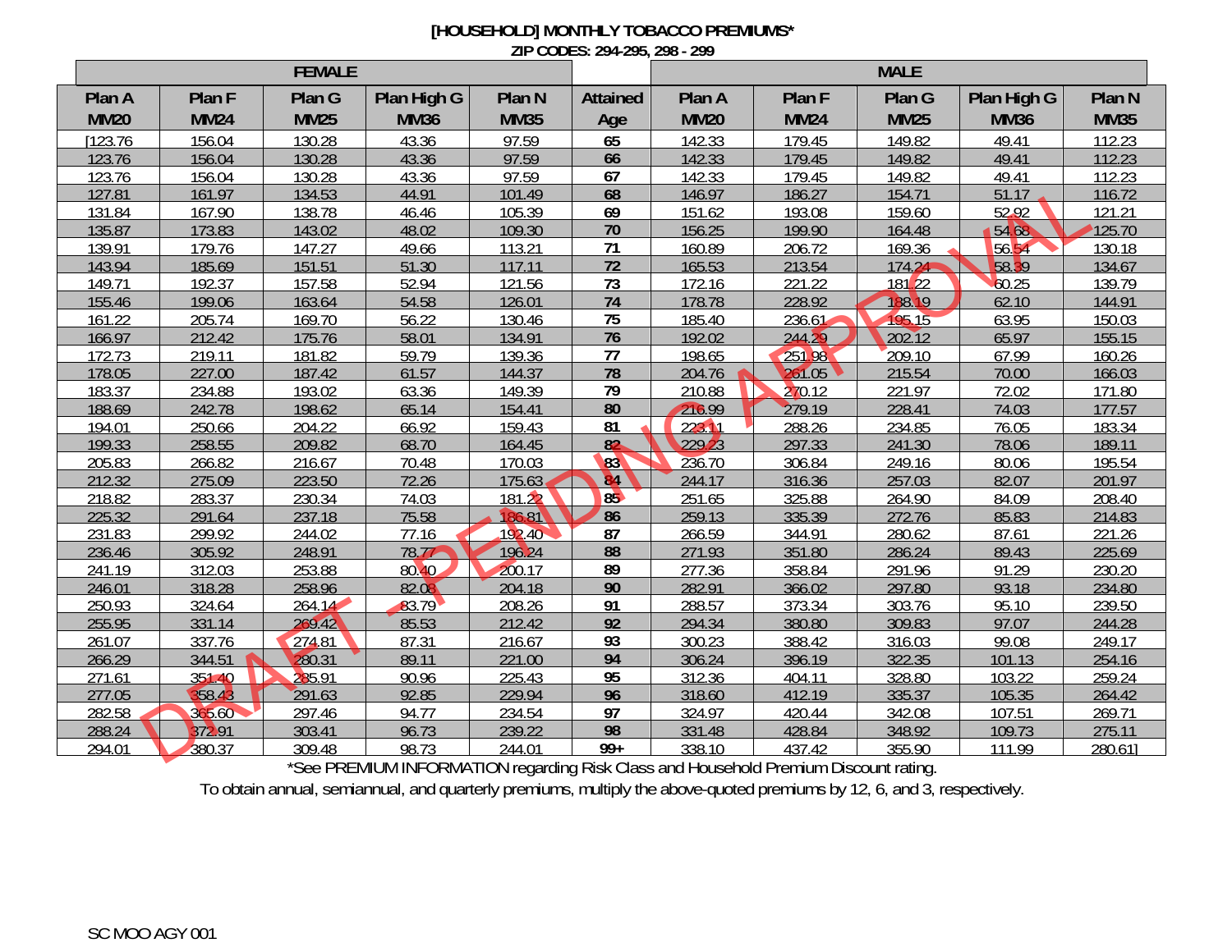# [HOUSEHOLD] MONTHLY TOBACCO PREMIUMS*

**ZIP CODES: 294-295, 298 - 299**

| FEMALE | | | | | | MALE | | | | |
|---|---|---|---|---|---|---|---|---|---|---|
| Plan A MM20 | Plan F MM24 | Plan G MM25 | Plan High G MM36 | Plan N MM35 | Attained Age | Plan A MM20 | Plan F MM24 | Plan G MM25 | Plan High G MM36 | Plan N MM35 |
| [123.76 | 156.04 | 130.28 | 43.36 | 97.59 | 65 | 142.33 | 179.45 | 149.82 | 49.41 | 112.23 |
| 123.76 | 156.04 | 130.28 | 43.36 | 97.59 | 66 | 142.33 | 179.45 | 149.82 | 49.41 | 112.23 |
| 123.76 | 156.04 | 130.28 | 43.36 | 97.59 | 67 | 142.33 | 179.45 | 149.82 | 49.41 | 112.23 |
| 127.81 | 161.97 | 134.53 | 44.91 | 101.49 | 68 | 146.97 | 186.27 | 154.71 | 51.17 | 116.72 |
| 131.84 | 167.90 | 138.78 | 46.46 | 105.39 | 69 | 151.62 | 193.08 | 159.60 | 52.92 | 121.21 |
| 135.87 | 173.83 | 143.02 | 48.02 | 109.30 | 70 | 156.25 | 199.90 | 164.48 | 54.68 | 125.70 |
| 139.91 | 179.76 | 147.27 | 49.66 | 113.21 | 71 | 160.89 | 206.72 | 169.36 | 56.54 | 130.18 |
| 143.94 | 185.69 | 151.51 | 51.30 | 117.11 | 72 | 165.53 | 213.54 | 174.24 | 58.39 | 134.67 |
| 149.71 | 192.37 | 157.58 | 52.94 | 121.56 | 73 | 172.16 | 221.22 | 181.22 | 60.25 | 139.79 |
| 155.46 | 199.06 | 163.64 | 54.58 | 126.01 | 74 | 178.78 | 228.92 | 188.19 | 62.10 | 144.91 |
| 161.22 | 205.74 | 169.70 | 56.22 | 130.46 | 75 | 185.40 | 236.61 | 195.15 | 63.95 | 150.03 |
| 166.97 | 212.42 | 175.76 | 58.01 | 134.91 | 76 | 192.02 | 244.29 | 202.12 | 65.97 | 155.15 |
| 172.73 | 219.11 | 181.82 | 59.79 | 139.36 | 77 | 198.65 | 251.98 | 209.10 | 67.99 | 160.26 |
| 178.05 | 227.00 | 187.42 | 61.57 | 144.37 | 78 | 204.76 | 261.05 | 215.54 | 70.00 | 166.03 |
| 183.37 | 234.88 | 193.02 | 63.36 | 149.39 | 79 | 210.88 | 270.12 | 221.97 | 72.02 | 171.80 |
| 188.69 | 242.78 | 198.62 | 65.14 | 154.41 | 80 | 216.99 | 279.19 | 228.41 | 74.03 | 177.57 |
| 194.01 | 250.66 | 204.22 | 66.92 | 159.43 | 81 | 223.11 | 288.26 | 234.85 | 76.05 | 183.34 |
| 199.33 | 258.55 | 209.82 | 68.70 | 164.45 | 82 | 229.23 | 297.33 | 241.30 | 78.06 | 189.11 |
| 205.83 | 266.82 | 216.67 | 70.48 | 170.03 | 83 | 236.70 | 306.84 | 249.16 | 80.06 | 195.54 |
| 212.32 | 275.09 | 223.50 | 72.26 | 175.63 | 84 | 244.17 | 316.36 | 257.03 | 82.07 | 201.97 |
| 218.82 | 283.37 | 230.34 | 74.03 | 181.22 | 85 | 251.65 | 325.88 | 264.90 | 84.09 | 208.40 |
| 225.32 | 291.64 | 237.18 | 75.58 | 186.81 | 86 | 259.13 | 335.39 | 272.76 | 85.83 | 214.83 |
| 231.83 | 299.92 | 244.02 | 77.16 | 192.40 | 87 | 266.59 | 344.91 | 280.62 | 87.61 | 221.26 |
| 236.46 | 305.92 | 248.91 | 78.77 | 196.24 | 88 | 271.93 | 351.80 | 286.24 | 89.43 | 225.69 |
| 241.19 | 312.03 | 253.88 | 80.40 | 200.17 | 89 | 277.36 | 358.84 | 291.96 | 91.29 | 230.20 |
| 246.01 | 318.28 | 258.96 | 82.08 | 204.18 | 90 | 282.91 | 366.02 | 297.80 | 93.18 | 234.80 |
| 250.93 | 324.64 | 264.14 | 83.79 | 208.26 | 91 | 288.57 | 373.34 | 303.76 | 95.10 | 239.50 |
| 255.95 | 331.14 | 269.42 | 85.53 | 212.42 | 92 | 294.34 | 380.80 | 309.83 | 97.07 | 244.28 |
| 261.07 | 337.76 | 274.81 | 87.31 | 216.67 | 93 | 300.23 | 388.42 | 316.03 | 99.08 | 249.17 |
| 266.29 | 344.51 | 280.31 | 89.11 | 221.00 | 94 | 306.24 | 396.19 | 322.35 | 101.13 | 254.16 |
| 271.61 | 351.40 | 285.91 | 90.96 | 225.43 | 95 | 312.36 | 404.11 | 328.80 | 103.22 | 259.24 |
| 277.05 | 358.43 | 291.63 | 92.85 | 229.94 | 96 | 318.60 | 412.19 | 335.37 | 105.35 | 264.42 |
| 282.58 | 365.60 | 297.46 | 94.77 | 234.54 | 97 | 324.97 | 420.44 | 342.08 | 107.51 | 269.71 |
| 288.24 | 372.91 | 303.41 | 96.73 | 239.22 | 98 | 331.48 | 428.84 | 348.92 | 109.73 | 275.11 |
| 294.01 | 380.37 | 309.48 | 98.73 | 244.01 | 99+ | 338.10 | 437.42 | 355.90 | 111.99 | 280.61] |

*See PREMIUM INFORMATION regarding Risk Class and Household Premium Discount rating.

To obtain annual, semiannual, and quarterly premiums, multiply the above-quoted premiums by 12, 6, and 3, respectively.

DRAFT - PENDING APPROVAL

SC MOO AGY 001